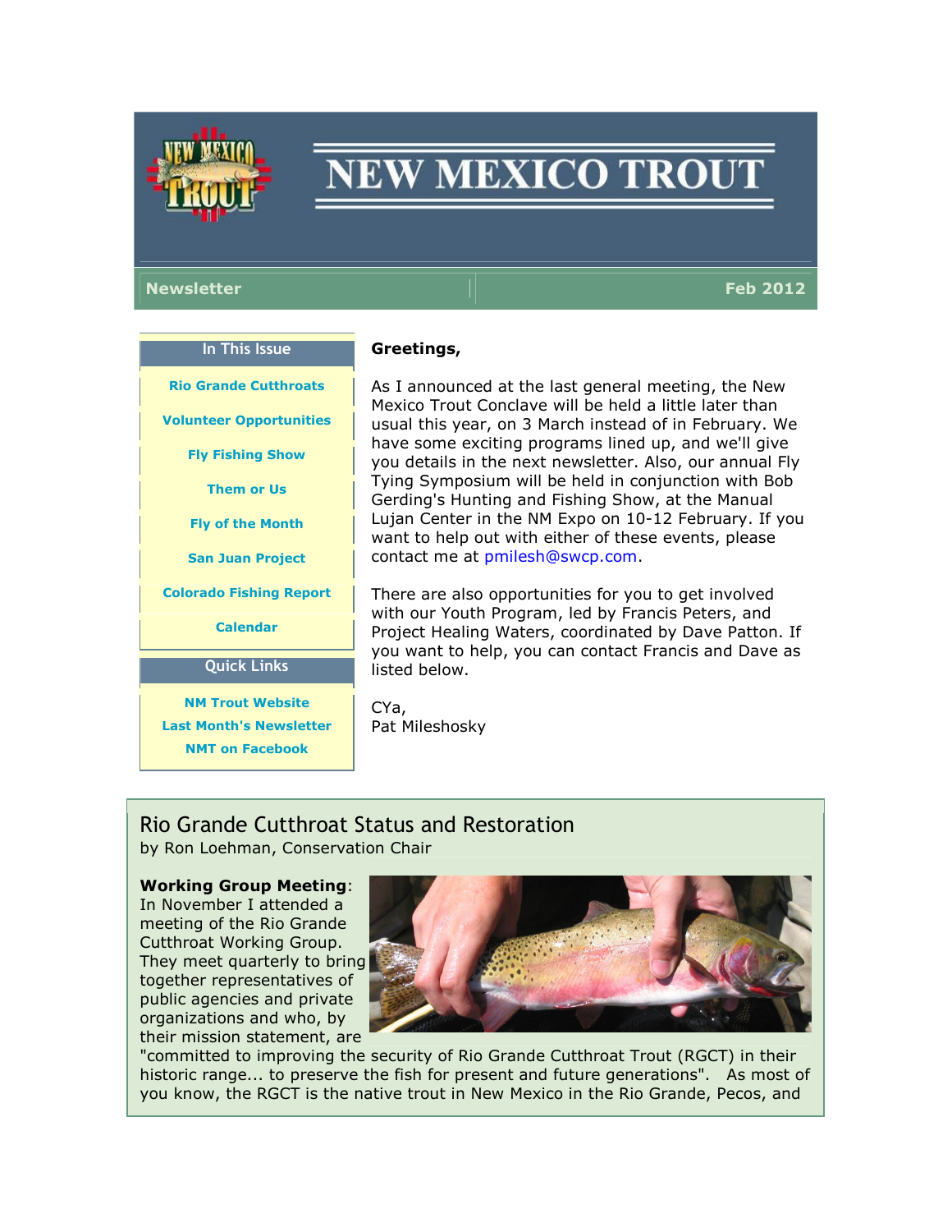# NEW MEXICO TROUT

**Newsletter** | **Feb 2012**

**In This Issue**

- Rio Grande Cutthroats
- Volunteer Opportunities
- Fly Fishing Show
- Them or Us
- Fly of the Month
- San Juan Project
- Colorado Fishing Report
- Calendar

**Quick Links**

- NM Trout Website
- Last Month's Newsletter
- NMT on Facebook

**Greetings,**

As I announced at the last general meeting, the New Mexico Trout Conclave will be held a little later than usual this year, on 3 March instead of in February. We have some exciting programs lined up, and we'll give you details in the next newsletter. Also, our annual Fly Tying Symposium will be held in conjunction with Bob Gerding's Hunting and Fishing Show, at the Manual Lujan Center in the NM Expo on 10-12 February. If you want to help out with either of these events, please contact me at pmilesh@swcp.com.

There are also opportunities for you to get involved with our Youth Program, led by Francis Peters, and Project Healing Waters, coordinated by Dave Patton. If you want to help, you can contact Francis and Dave as listed below.

CYa,
Pat Mileshosky

## Rio Grande Cutthroat Status and Restoration

by Ron Loehman, Conservation Chair

**Working Group Meeting**: In November I attended a meeting of the Rio Grande Cutthroat Working Group. They meet quarterly to bring together representatives of public agencies and private organizations and who, by their mission statement, are "committed to improving the security of Rio Grande Cutthroat Trout (RGCT) in their historic range... to preserve the fish for present and future generations". As most of you know, the RGCT is the native trout in New Mexico in the Rio Grande, Pecos, and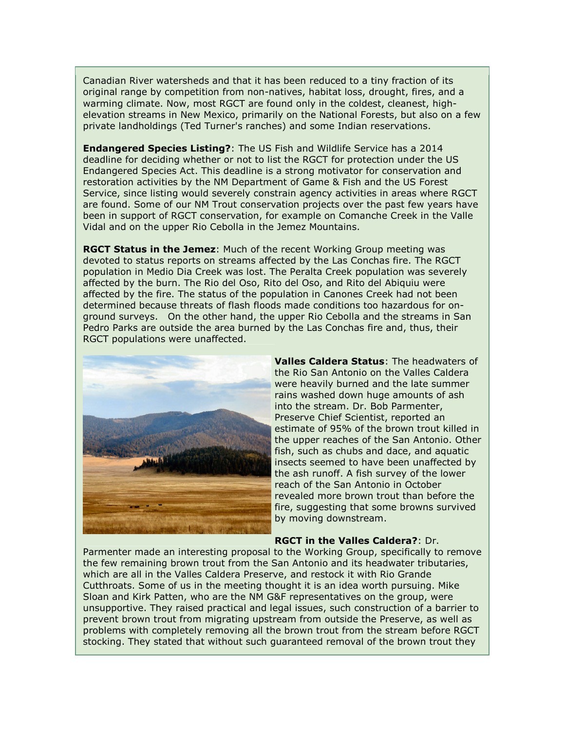Canadian River watersheds and that it has been reduced to a tiny fraction of its original range by competition from non-natives, habitat loss, drought, fires, and a warming climate. Now, most RGCT are found only in the coldest, cleanest, high-elevation streams in New Mexico, primarily on the National Forests, but also on a few private landholdings (Ted Turner's ranches) and some Indian reservations.

**Endangered Species Listing?**: The US Fish and Wildlife Service has a 2014 deadline for deciding whether or not to list the RGCT for protection under the US Endangered Species Act. This deadline is a strong motivator for conservation and restoration activities by the NM Department of Game & Fish and the US Forest Service, since listing would severely constrain agency activities in areas where RGCT are found. Some of our NM Trout conservation projects over the past few years have been in support of RGCT conservation, for example on Comanche Creek in the Valle Vidal and on the upper Rio Cebolla in the Jemez Mountains.

**RGCT Status in the Jemez**: Much of the recent Working Group meeting was devoted to status reports on streams affected by the Las Conchas fire. The RGCT population in Medio Dia Creek was lost. The Peralta Creek population was severely affected by the burn. The Rio del Oso, Rito del Oso, and Rito del Abiquiu were affected by the fire. The status of the population in Canones Creek had not been determined because threats of flash floods made conditions too hazardous for on-ground surveys. On the other hand, the upper Rio Cebolla and the streams in San Pedro Parks are outside the area burned by the Las Conchas fire and, thus, their RGCT populations were unaffected.

**Valles Caldera Status**: The headwaters of the Rio San Antonio on the Valles Caldera were heavily burned and the late summer rains washed down huge amounts of ash into the stream. Dr. Bob Parmenter, Preserve Chief Scientist, reported an estimate of 95% of the brown trout killed in the upper reaches of the San Antonio. Other fish, such as chubs and dace, and aquatic insects seemed to have been unaffected by the ash runoff. A fish survey of the lower reach of the San Antonio in October revealed more brown trout than before the fire, suggesting that some browns survived by moving downstream.

**RGCT in the Valles Caldera?**: Dr. Parmenter made an interesting proposal to the Working Group, specifically to remove the few remaining brown trout from the San Antonio and its headwater tributaries, which are all in the Valles Caldera Preserve, and restock it with Rio Grande Cutthroats. Some of us in the meeting thought it is an idea worth pursuing. Mike Sloan and Kirk Patten, who are the NM G&F representatives on the group, were unsupportive. They raised practical and legal issues, such construction of a barrier to prevent brown trout from migrating upstream from outside the Preserve, as well as problems with completely removing all the brown trout from the stream before RGCT stocking. They stated that without such guaranteed removal of the brown trout they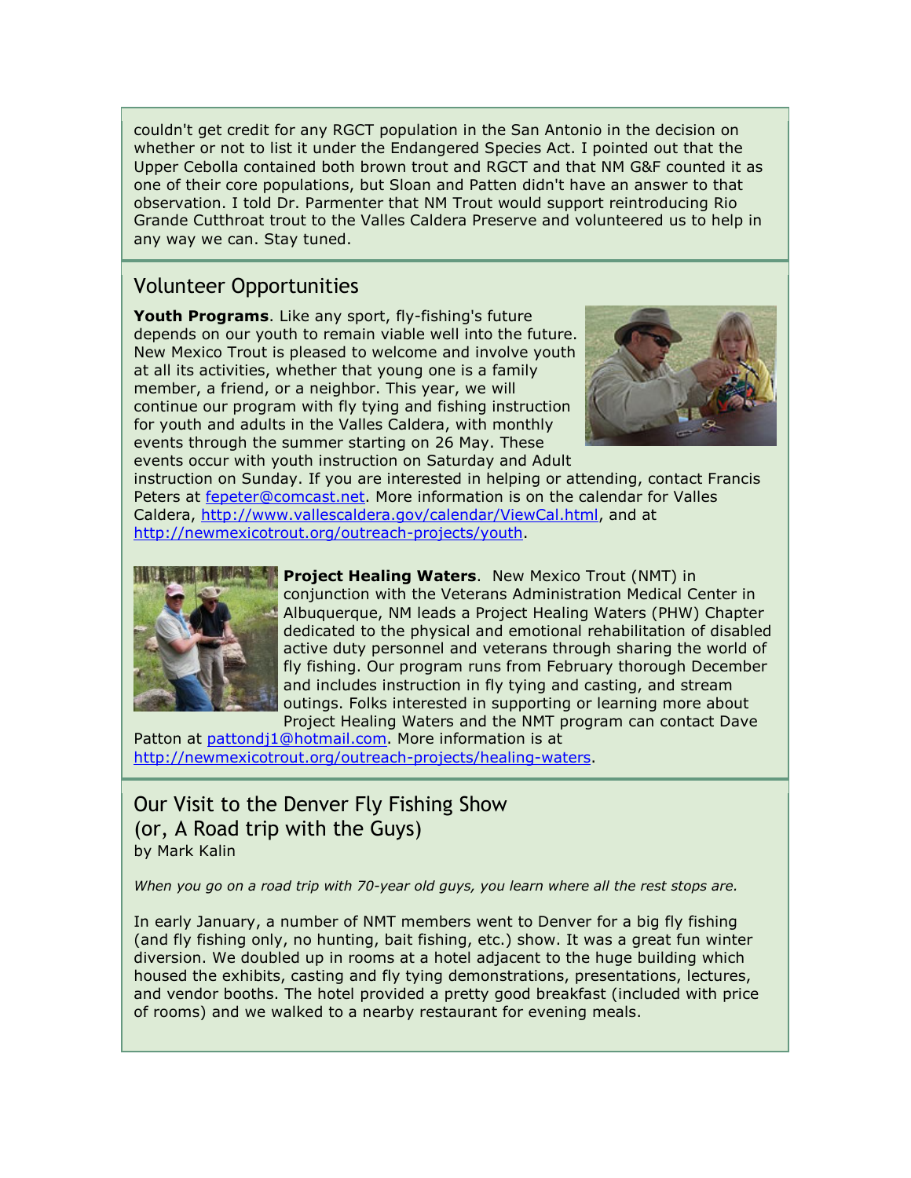couldn't get credit for any RGCT population in the San Antonio in the decision on whether or not to list it under the Endangered Species Act. I pointed out that the Upper Cebolla contained both brown trout and RGCT and that NM G&F counted it as one of their core populations, but Sloan and Patten didn't have an answer to that observation. I told Dr. Parmenter that NM Trout would support reintroducing Rio Grande Cutthroat trout to the Valles Caldera Preserve and volunteered us to help in any way we can. Stay tuned.

## Volunteer Opportunities

**Youth Programs**. Like any sport, fly-fishing's future depends on our youth to remain viable well into the future. New Mexico Trout is pleased to welcome and involve youth at all its activities, whether that young one is a family member, a friend, or a neighbor. This year, we will continue our program with fly tying and fishing instruction for youth and adults in the Valles Caldera, with monthly events through the summer starting on 26 May. These events occur with youth instruction on Saturday and Adult instruction on Sunday. If you are interested in helping or attending, contact Francis Peters at fepeter@comcast.net. More information is on the calendar for Valles Caldera, http://www.vallescaldera.gov/calendar/ViewCal.html, and at http://newmexicotrout.org/outreach-projects/youth.

**Project Healing Waters**. New Mexico Trout (NMT) in conjunction with the Veterans Administration Medical Center in Albuquerque, NM leads a Project Healing Waters (PHW) Chapter dedicated to the physical and emotional rehabilitation of disabled active duty personnel and veterans through sharing the world of fly fishing. Our program runs from February thorough December and includes instruction in fly tying and casting, and stream outings. Folks interested in supporting or learning more about Project Healing Waters and the NMT program can contact Dave Patton at pattondj1@hotmail.com. More information is at http://newmexicotrout.org/outreach-projects/healing-waters.

## Our Visit to the Denver Fly Fishing Show (or, A Road trip with the Guys)

by Mark Kalin

*When you go on a road trip with 70-year old guys, you learn where all the rest stops are.*

In early January, a number of NMT members went to Denver for a big fly fishing (and fly fishing only, no hunting, bait fishing, etc.) show. It was a great fun winter diversion. We doubled up in rooms at a hotel adjacent to the huge building which housed the exhibits, casting and fly tying demonstrations, presentations, lectures, and vendor booths. The hotel provided a pretty good breakfast (included with price of rooms) and we walked to a nearby restaurant for evening meals.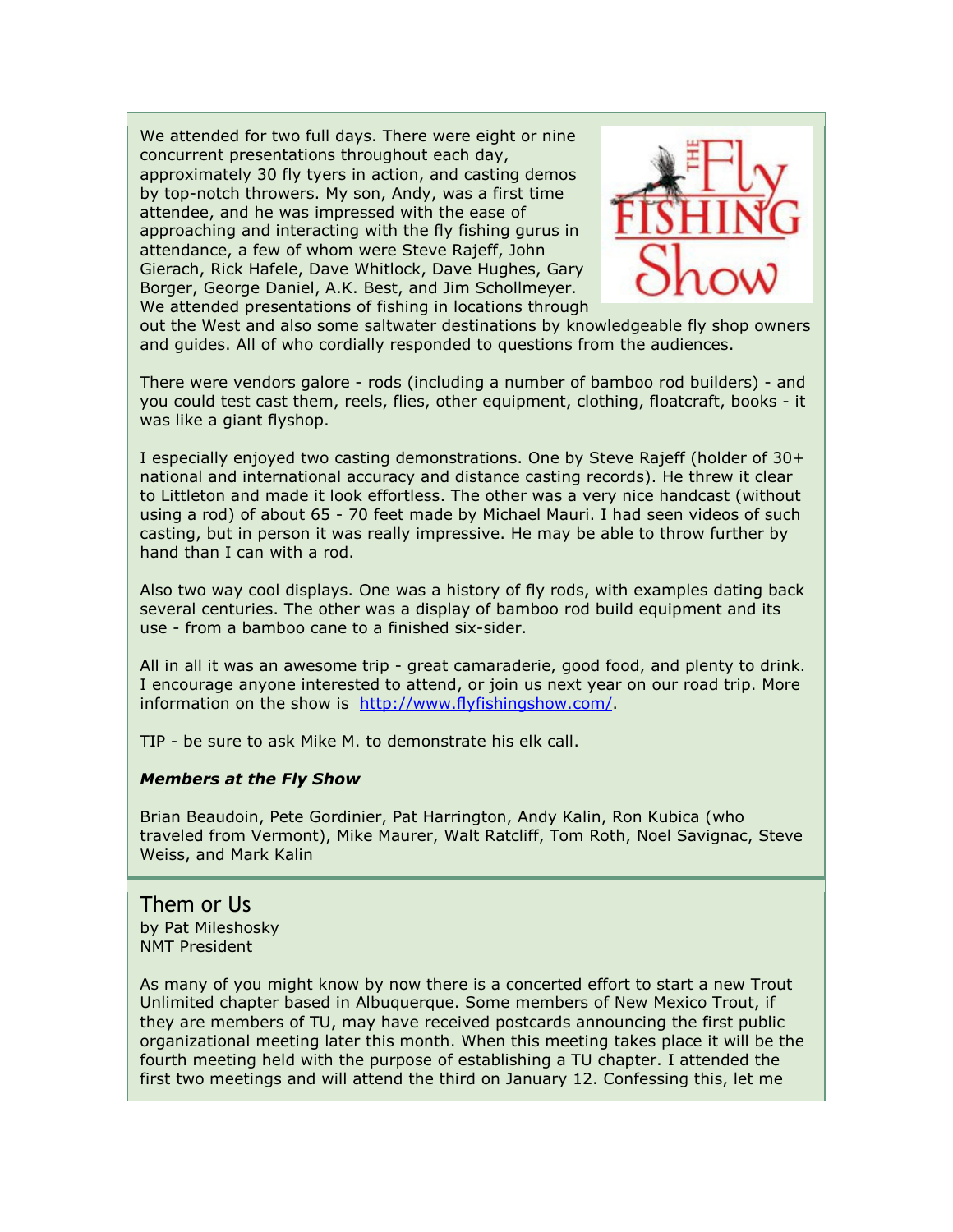We attended for two full days. There were eight or nine concurrent presentations throughout each day, approximately 30 fly tyers in action, and casting demos by top-notch throwers. My son, Andy, was a first time attendee, and he was impressed with the ease of approaching and interacting with the fly fishing gurus in attendance, a few of whom were Steve Rajeff, John Gierach, Rick Hafele, Dave Whitlock, Dave Hughes, Gary Borger, George Daniel, A.K. Best, and Jim Schollmeyer. We attended presentations of fishing in locations through out the West and also some saltwater destinations by knowledgeable fly shop owners and guides. All of who cordially responded to questions from the audiences.

There were vendors galore - rods (including a number of bamboo rod builders) - and you could test cast them, reels, flies, other equipment, clothing, floatcraft, books - it was like a giant flyshop.

I especially enjoyed two casting demonstrations. One by Steve Rajeff (holder of 30+ national and international accuracy and distance casting records). He threw it clear to Littleton and made it look effortless. The other was a very nice handcast (without using a rod) of about 65 - 70 feet made by Michael Mauri. I had seen videos of such casting, but in person it was really impressive. He may be able to throw further by hand than I can with a rod.

Also two way cool displays. One was a history of fly rods, with examples dating back several centuries. The other was a display of bamboo rod build equipment and its use - from a bamboo cane to a finished six-sider.

All in all it was an awesome trip - great camaraderie, good food, and plenty to drink. I encourage anyone interested to attend, or join us next year on our road trip. More information on the show is http://www.flyfishingshow.com/.

TIP - be sure to ask Mike M. to demonstrate his elk call.

***Members at the Fly Show***

Brian Beaudoin, Pete Gordinier, Pat Harrington, Andy Kalin, Ron Kubica (who traveled from Vermont), Mike Maurer, Walt Ratcliff, Tom Roth, Noel Savignac, Steve Weiss, and Mark Kalin

## Them or Us

by Pat Mileshosky
NMT President

As many of you might know by now there is a concerted effort to start a new Trout Unlimited chapter based in Albuquerque. Some members of New Mexico Trout, if they are members of TU, may have received postcards announcing the first public organizational meeting later this month. When this meeting takes place it will be the fourth meeting held with the purpose of establishing a TU chapter. I attended the first two meetings and will attend the third on January 12. Confessing this, let me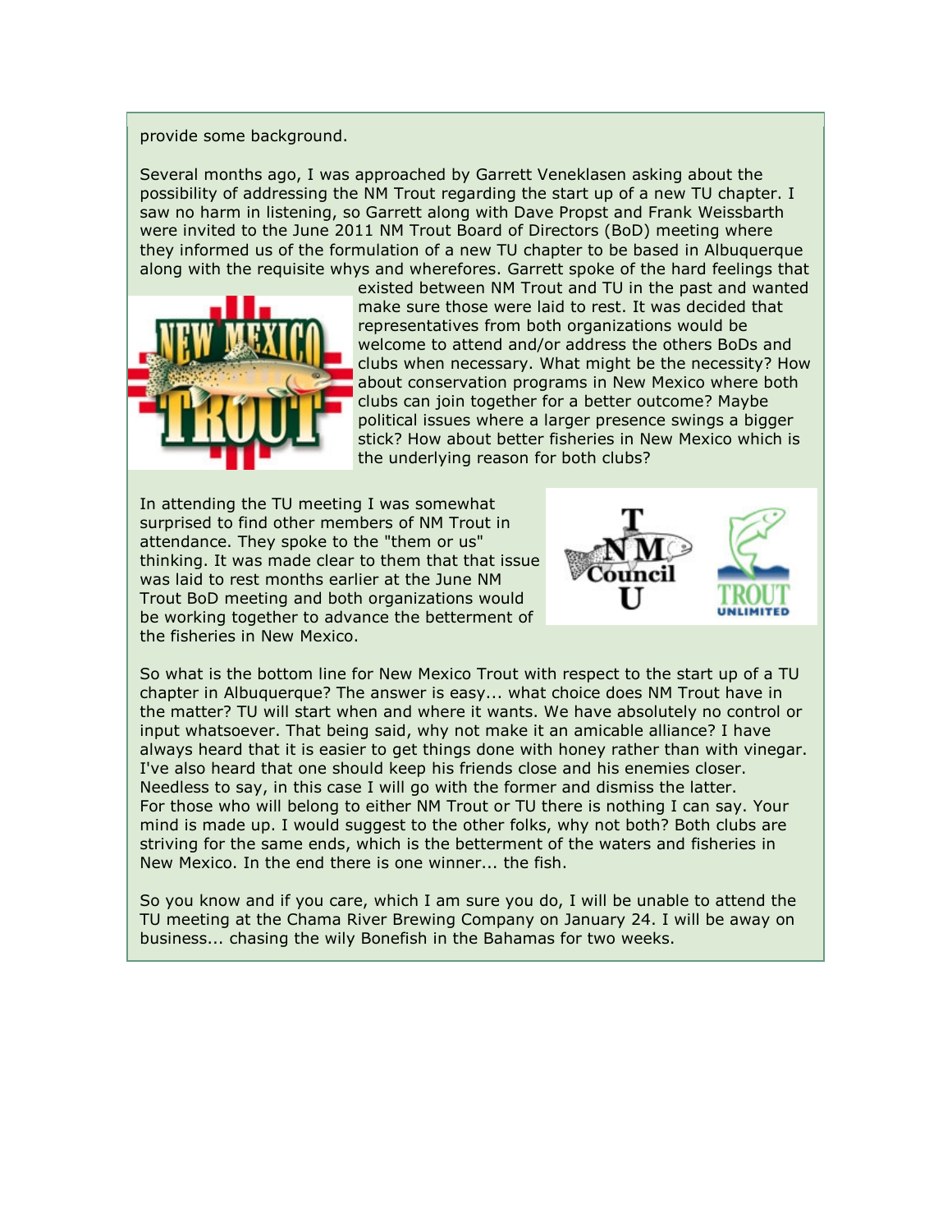provide some background.

Several months ago, I was approached by Garrett Veneklasen asking about the possibility of addressing the NM Trout regarding the start up of a new TU chapter. I saw no harm in listening, so Garrett along with Dave Propst and Frank Weissbarth were invited to the June 2011 NM Trout Board of Directors (BoD) meeting where they informed us of the formulation of a new TU chapter to be based in Albuquerque along with the requisite whys and wherefores. Garrett spoke of the hard feelings that existed between NM Trout and TU in the past and wanted make sure those were laid to rest. It was decided that representatives from both organizations would be welcome to attend and/or address the others BoDs and clubs when necessary. What might be the necessity? How about conservation programs in New Mexico where both clubs can join together for a better outcome? Maybe political issues where a larger presence swings a bigger stick? How about better fisheries in New Mexico which is the underlying reason for both clubs?

In attending the TU meeting I was somewhat surprised to find other members of NM Trout in attendance. They spoke to the "them or us" thinking. It was made clear to them that that issue was laid to rest months earlier at the June NM Trout BoD meeting and both organizations would be working together to advance the betterment of the fisheries in New Mexico.

So what is the bottom line for New Mexico Trout with respect to the start up of a TU chapter in Albuquerque? The answer is easy... what choice does NM Trout have in the matter? TU will start when and where it wants. We have absolutely no control or input whatsoever. That being said, why not make it an amicable alliance? I have always heard that it is easier to get things done with honey rather than with vinegar. I've also heard that one should keep his friends close and his enemies closer. Needless to say, in this case I will go with the former and dismiss the latter. For those who will belong to either NM Trout or TU there is nothing I can say. Your mind is made up. I would suggest to the other folks, why not both? Both clubs are striving for the same ends, which is the betterment of the waters and fisheries in New Mexico. In the end there is one winner... the fish.

So you know and if you care, which I am sure you do, I will be unable to attend the TU meeting at the Chama River Brewing Company on January 24. I will be away on business... chasing the wily Bonefish in the Bahamas for two weeks.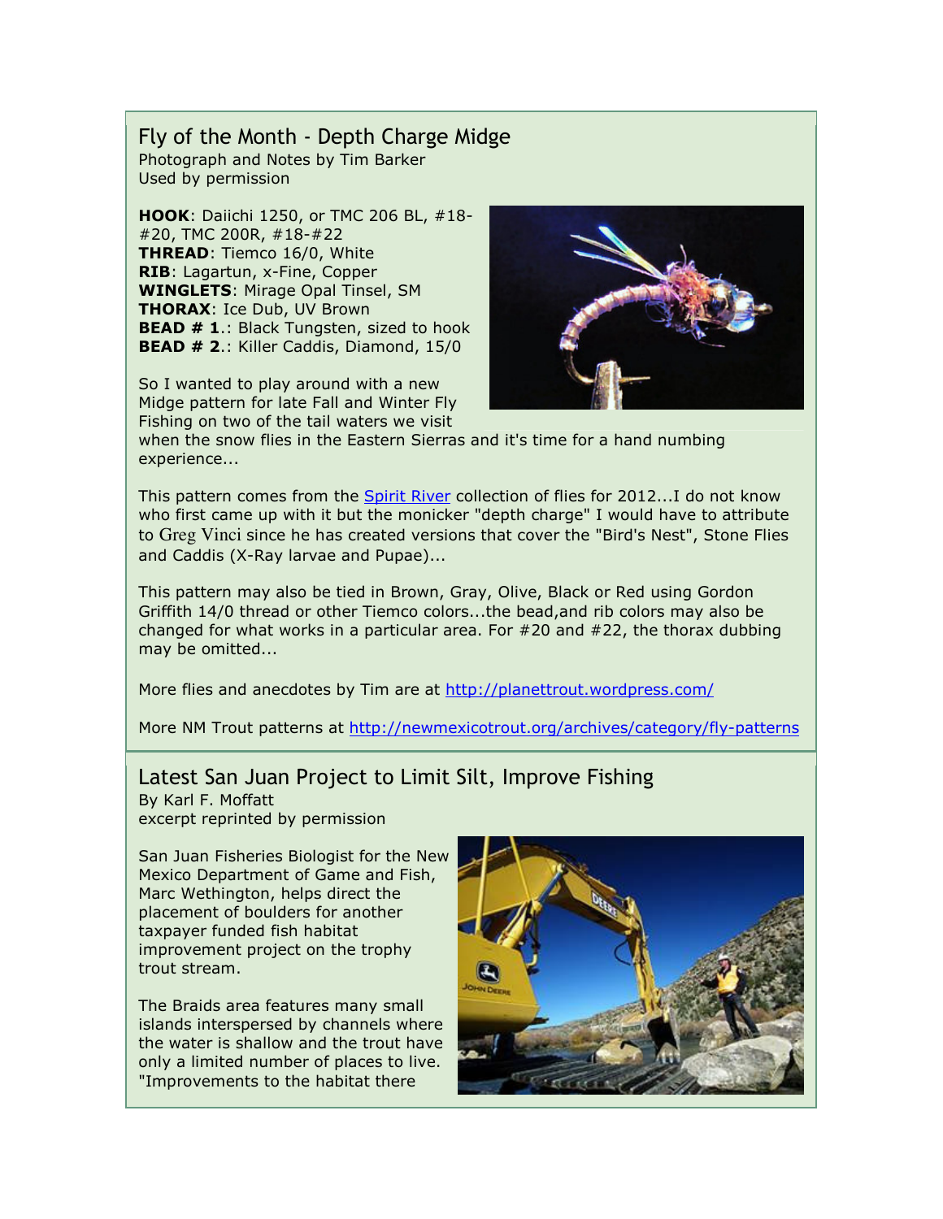## Fly of the Month - Depth Charge Midge

Photograph and Notes by Tim Barker
Used by permission

**HOOK**: Daiichi 1250, or TMC 206 BL, #18-#20, TMC 200R, #18-#22
**THREAD**: Tiemco 16/0, White
**RIB**: Lagartun, x-Fine, Copper
**WINGLETS**: Mirage Opal Tinsel, SM
**THORAX**: Ice Dub, UV Brown
**BEAD # 1**.: Black Tungsten, sized to hook
**BEAD # 2**.: Killer Caddis, Diamond, 15/0

So I wanted to play around with a new Midge pattern for late Fall and Winter Fly Fishing on two of the tail waters we visit when the snow flies in the Eastern Sierras and it's time for a hand numbing experience...

This pattern comes from the Spirit River collection of flies for 2012...I do not know who first came up with it but the monicker "depth charge" I would have to attribute to Greg Vinci since he has created versions that cover the "Bird's Nest", Stone Flies and Caddis (X-Ray larvae and Pupae)...

This pattern may also be tied in Brown, Gray, Olive, Black or Red using Gordon Griffith 14/0 thread or other Tiemco colors...the bead,and rib colors may also be changed for what works in a particular area. For #20 and #22, the thorax dubbing may be omitted...

More flies and anecdotes by Tim are at http://planettrout.wordpress.com/

More NM Trout patterns at http://newmexicotrout.org/archives/category/fly-patterns

## Latest San Juan Project to Limit Silt, Improve Fishing

By Karl F. Moffatt
excerpt reprinted by permission

San Juan Fisheries Biologist for the New Mexico Department of Game and Fish, Marc Wethington, helps direct the placement of boulders for another taxpayer funded fish habitat improvement project on the trophy trout stream.

The Braids area features many small islands interspersed by channels where the water is shallow and the trout have only a limited number of places to live. "Improvements to the habitat there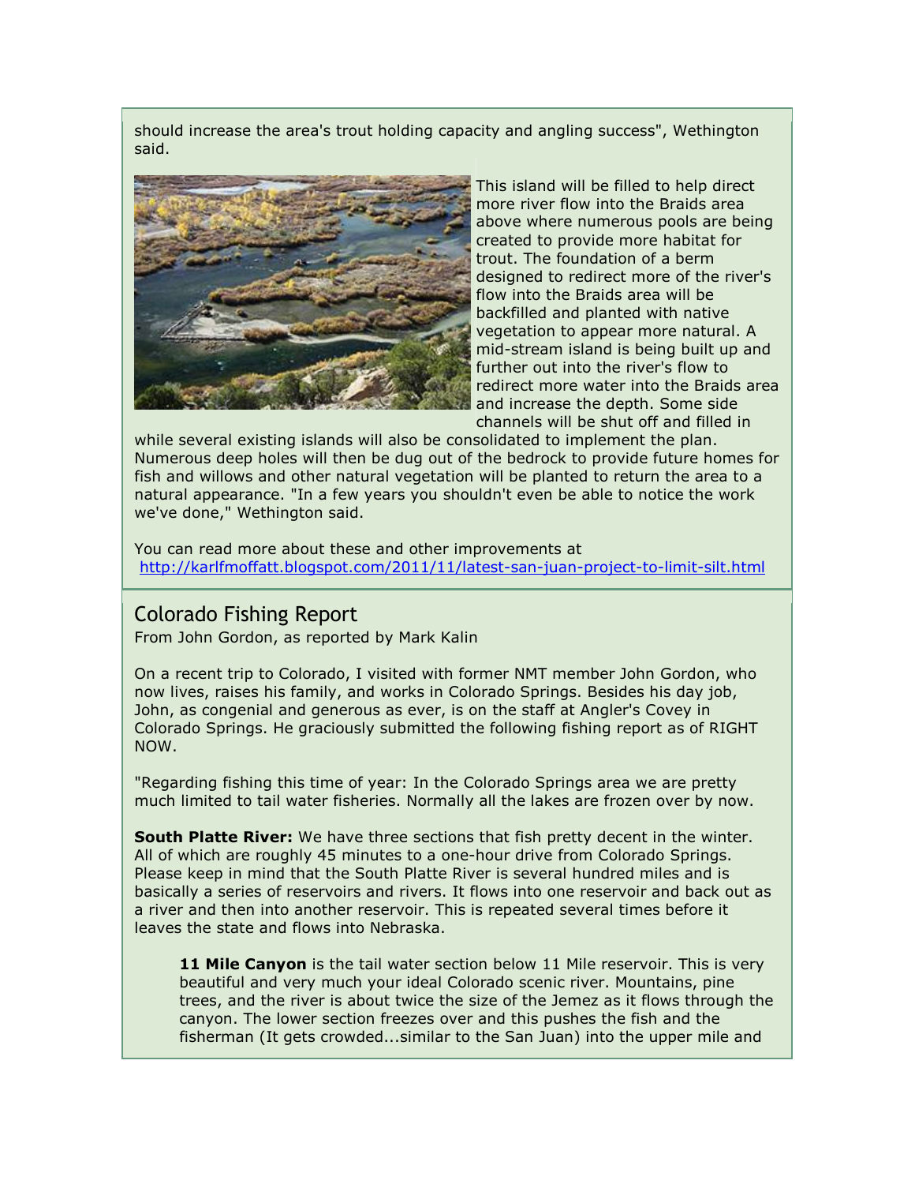should increase the area's trout holding capacity and angling success", Wethington said.

This island will be filled to help direct more river flow into the Braids area above where numerous pools are being created to provide more habitat for trout. The foundation of a berm designed to redirect more of the river's flow into the Braids area will be backfilled and planted with native vegetation to appear more natural. A mid-stream island is being built up and further out into the river's flow to redirect more water into the Braids area and increase the depth. Some side channels will be shut off and filled in while several existing islands will also be consolidated to implement the plan. Numerous deep holes will then be dug out of the bedrock to provide future homes for fish and willows and other natural vegetation will be planted to return the area to a natural appearance. "In a few years you shouldn't even be able to notice the work we've done," Wethington said.

You can read more about these and other improvements at http://karlfmoffatt.blogspot.com/2011/11/latest-san-juan-project-to-limit-silt.html

## Colorado Fishing Report

From John Gordon, as reported by Mark Kalin

On a recent trip to Colorado, I visited with former NMT member John Gordon, who now lives, raises his family, and works in Colorado Springs. Besides his day job, John, as congenial and generous as ever, is on the staff at Angler's Covey in Colorado Springs. He graciously submitted the following fishing report as of RIGHT NOW.

"Regarding fishing this time of year: In the Colorado Springs area we are pretty much limited to tail water fisheries. Normally all the lakes are frozen over by now.

**South Platte River:** We have three sections that fish pretty decent in the winter. All of which are roughly 45 minutes to a one-hour drive from Colorado Springs. Please keep in mind that the South Platte River is several hundred miles and is basically a series of reservoirs and rivers. It flows into one reservoir and back out as a river and then into another reservoir. This is repeated several times before it leaves the state and flows into Nebraska.

> **11 Mile Canyon** is the tail water section below 11 Mile reservoir. This is very beautiful and very much your ideal Colorado scenic river. Mountains, pine trees, and the river is about twice the size of the Jemez as it flows through the canyon. The lower section freezes over and this pushes the fish and the fisherman (It gets crowded...similar to the San Juan) into the upper mile and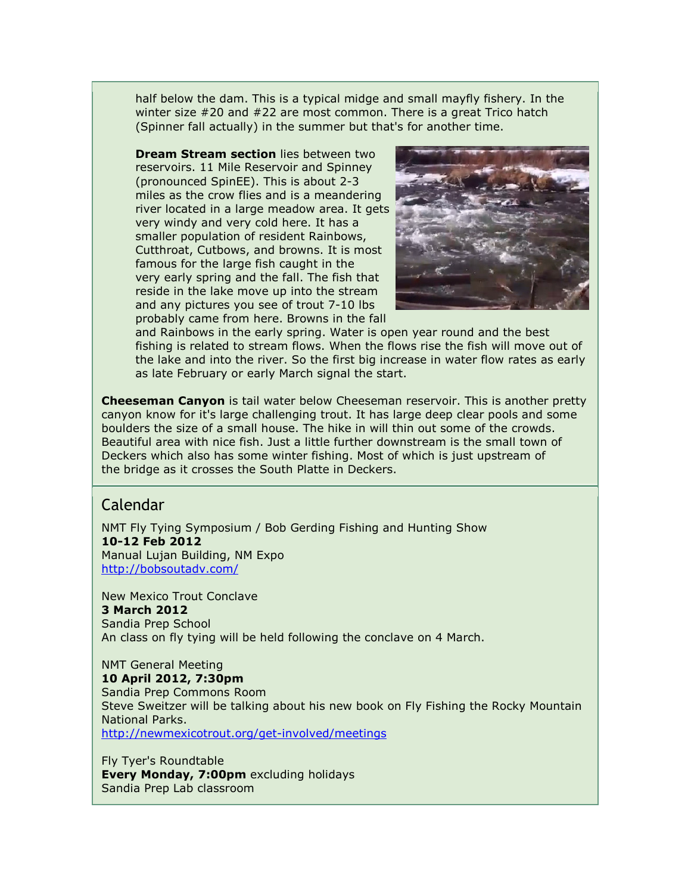half below the dam. This is a typical midge and small mayfly fishery. In the winter size #20 and #22 are most common. There is a great Trico hatch (Spinner fall actually) in the summer but that's for another time.

**Dream Stream section** lies between two reservoirs. 11 Mile Reservoir and Spinney (pronounced SpinEE). This is about 2-3 miles as the crow flies and is a meandering river located in a large meadow area. It gets very windy and very cold here. It has a smaller population of resident Rainbows, Cutthroat, Cutbows, and browns. It is most famous for the large fish caught in the very early spring and the fall. The fish that reside in the lake move up into the stream and any pictures you see of trout 7-10 lbs probably came from here. Browns in the fall and Rainbows in the early spring. Water is open year round and the best fishing is related to stream flows. When the flows rise the fish will move out of the lake and into the river. So the first big increase in water flow rates as early as late February or early March signal the start.

**Cheeseman Canyon** is tail water below Cheeseman reservoir. This is another pretty canyon know for it's large challenging trout. It has large deep clear pools and some boulders the size of a small house. The hike in will thin out some of the crowds. Beautiful area with nice fish. Just a little further downstream is the small town of Deckers which also has some winter fishing. Most of which is just upstream of the bridge as it crosses the South Platte in Deckers.

## Calendar

NMT Fly Tying Symposium / Bob Gerding Fishing and Hunting Show
**10-12 Feb 2012**
Manual Lujan Building, NM Expo
http://bobsoutadv.com/

New Mexico Trout Conclave
**3 March 2012**
Sandia Prep School
An class on fly tying will be held following the conclave on 4 March.

NMT General Meeting
**10 April 2012, 7:30pm**
Sandia Prep Commons Room
Steve Sweitzer will be talking about his new book on Fly Fishing the Rocky Mountain National Parks.
http://newmexicotrout.org/get-involved/meetings

Fly Tyer's Roundtable
**Every Monday, 7:00pm** excluding holidays
Sandia Prep Lab classroom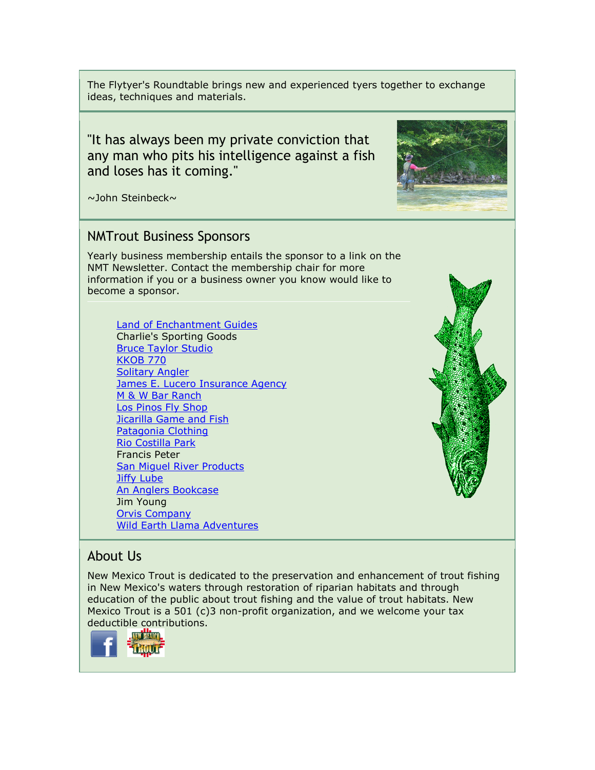The Flytyer's Roundtable brings new and experienced tyers together to exchange ideas, techniques and materials.

"It has always been my private conviction that any man who pits his intelligence against a fish and loses has it coming."

~John Steinbeck~

## NMTrout Business Sponsors

Yearly business membership entails the sponsor to a link on the NMT Newsletter. Contact the membership chair for more information if you or a business owner you know would like to become a sponsor.

- Land of Enchantment Guides
- Charlie's Sporting Goods
- Bruce Taylor Studio
- KKOB 770
- Solitary Angler
- James E. Lucero Insurance Agency
- M & W Bar Ranch
- Los Pinos Fly Shop
- Jicarilla Game and Fish
- Patagonia Clothing
- Rio Costilla Park
- Francis Peter
- San Miguel River Products
- Jiffy Lube
- An Anglers Bookcase
- Jim Young
- Orvis Company
- Wild Earth Llama Adventures

## About Us

New Mexico Trout is dedicated to the preservation and enhancement of trout fishing in New Mexico's waters through restoration of riparian habitats and through education of the public about trout fishing and the value of trout habitats. New Mexico Trout is a 501 (c)3 non-profit organization, and we welcome your tax deductible contributions.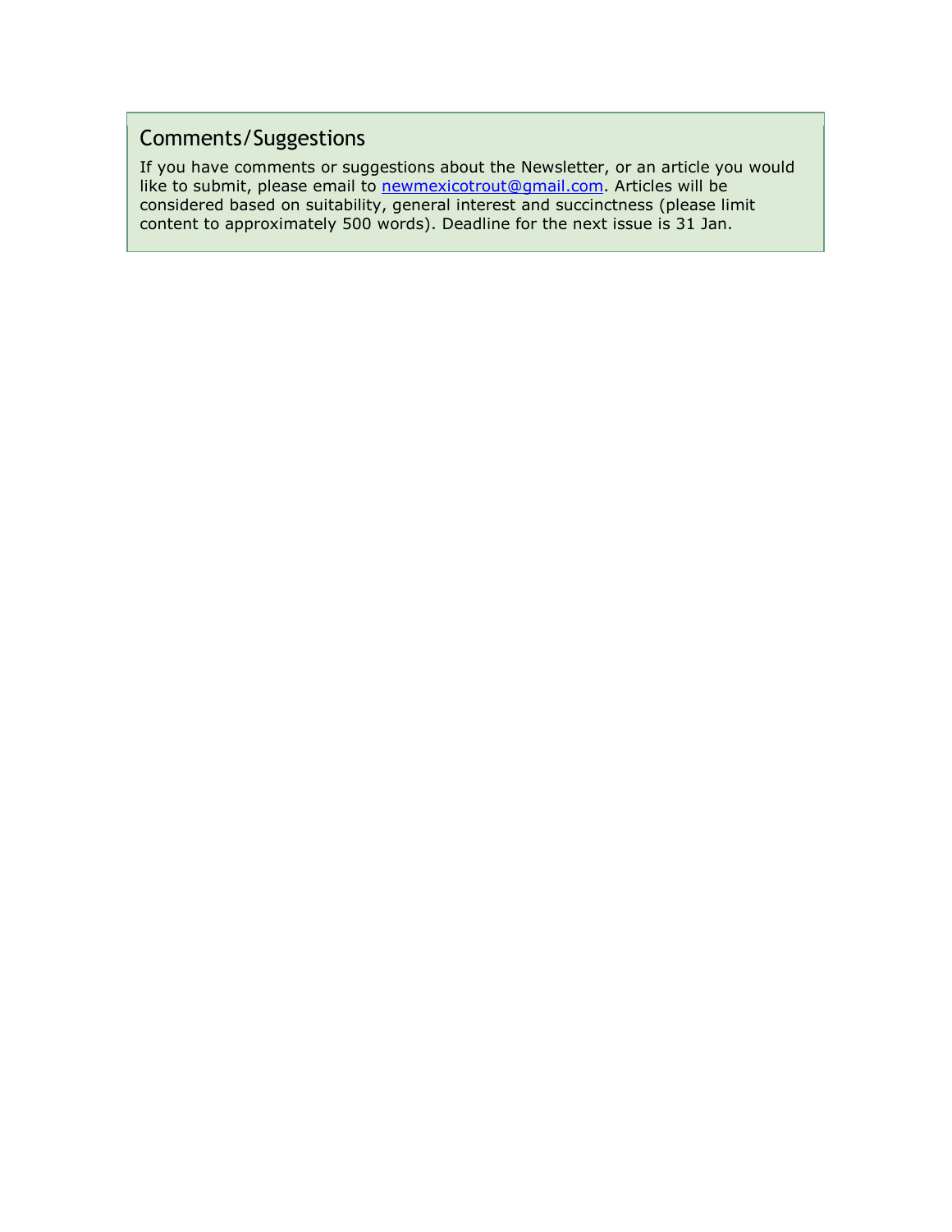## Comments/Suggestions

If you have comments or suggestions about the Newsletter, or an article you would like to submit, please email to newmexicotrout@gmail.com. Articles will be considered based on suitability, general interest and succinctness (please limit content to approximately 500 words). Deadline for the next issue is 31 Jan.